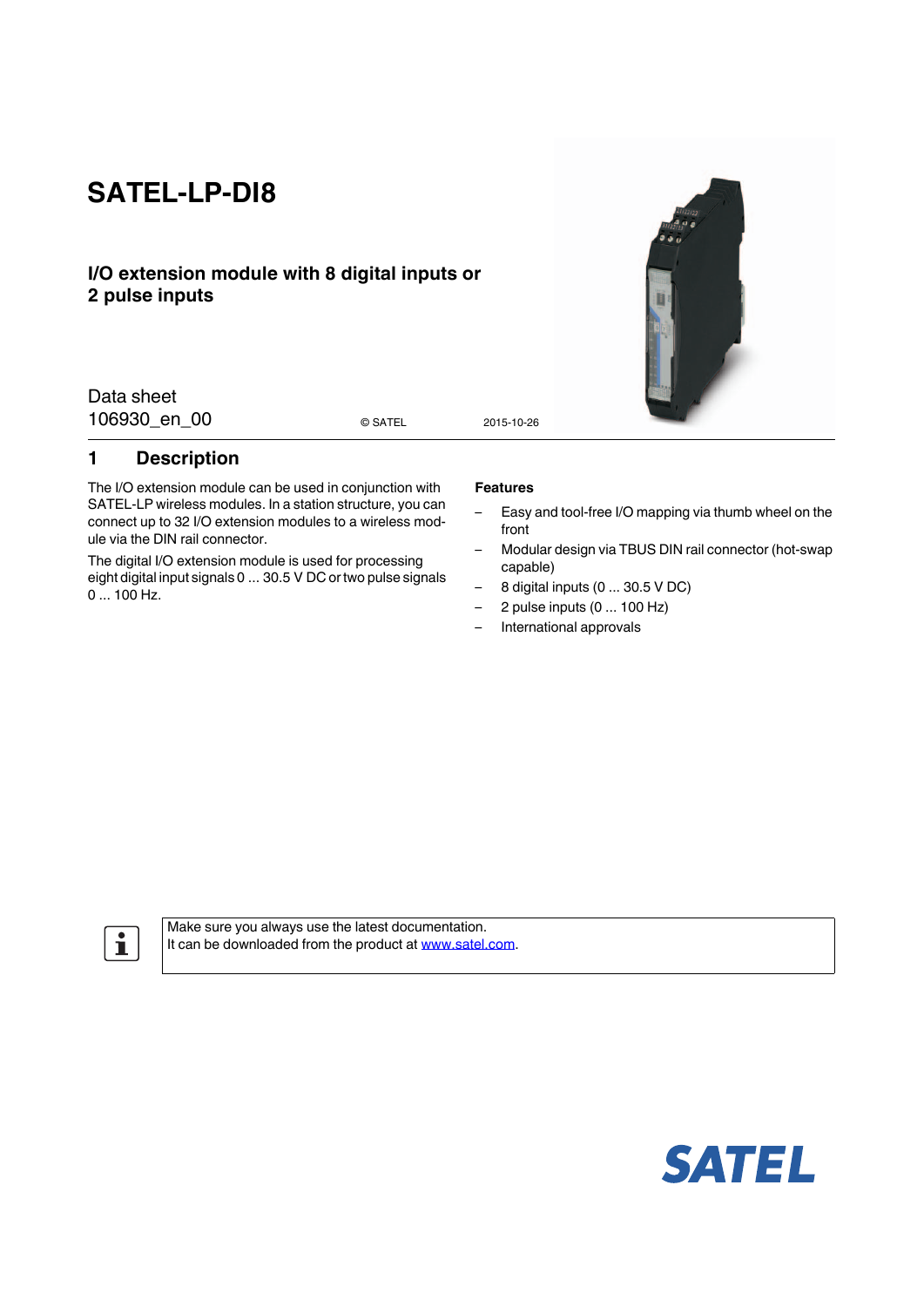# SATEL-LP-DI8

## I/O extension module with 8 digital inputs or 2 pulse inputs

Data sheet
106930_en_00

© SATEL

2015-10-26

## 1 Description

The I/O extension module can be used in conjunction with SATEL-LP wireless modules. In a station structure, you can connect up to 32 I/O extension modules to a wireless module via the DIN rail connector.

The digital I/O extension module is used for processing eight digital input signals 0 ... 30.5 V DC or two pulse signals 0 ... 100 Hz.

**Features**

– Easy and tool-free I/O mapping via thumb wheel on the front
– Modular design via TBUS DIN rail connector (hot-swap capable)
– 8 digital inputs (0 ... 30.5 V DC)
– 2 pulse inputs (0 ... 100 Hz)
– International approvals

Make sure you always use the latest documentation.
It can be downloaded from the product at www.satel.com.

SATEL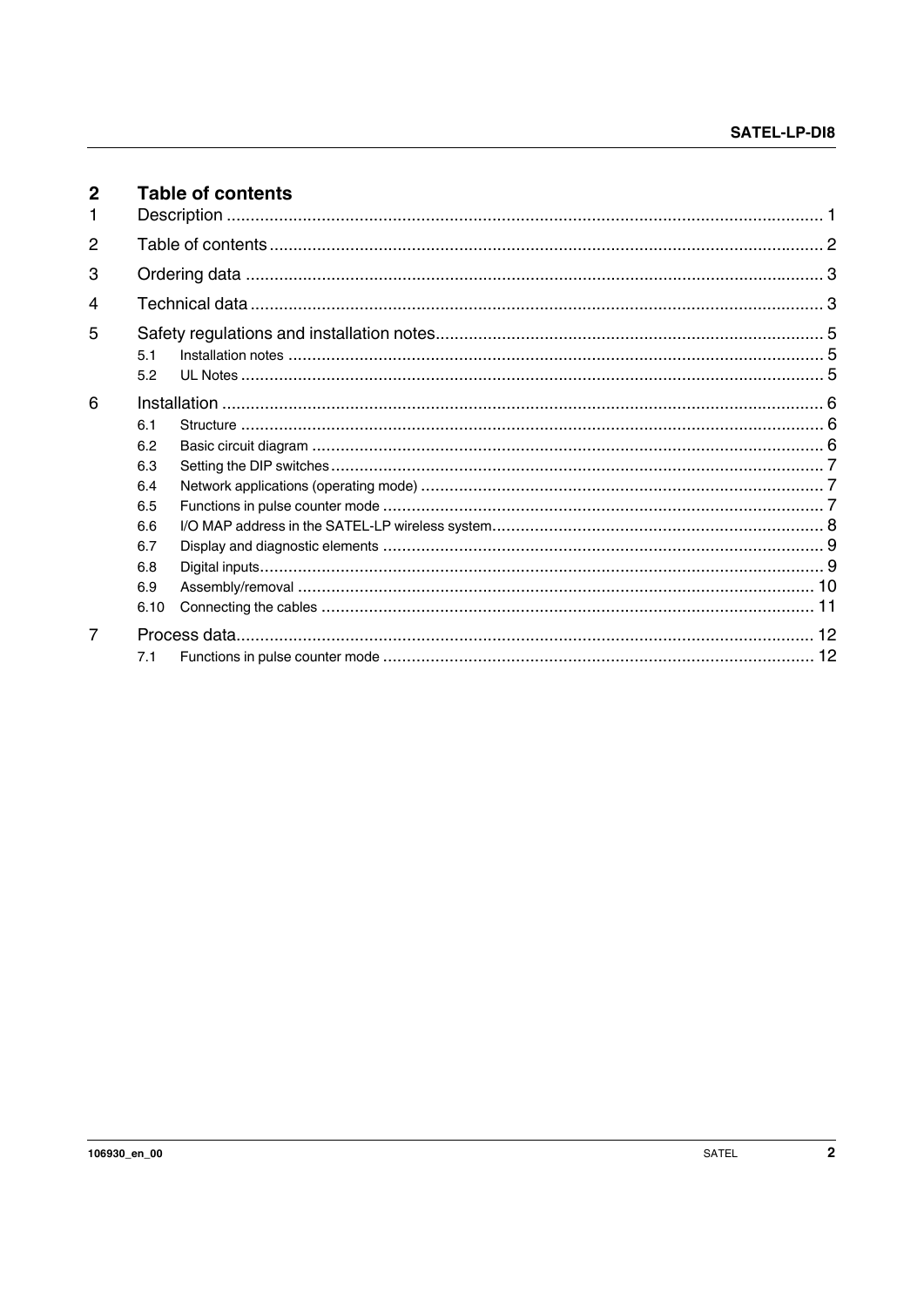# 2 Table of contents

| | | |
|---|---|---|
| 1 | Description | 1 |
| 2 | Table of contents | 2 |
| 3 | Ordering data | 3 |
| 4 | Technical data | 3 |
| 5 | Safety regulations and installation notes | 5 |
| 5.1 | Installation notes | 5 |
| 5.2 | UL Notes | 5 |
| 6 | Installation | 6 |
| 6.1 | Structure | 6 |
| 6.2 | Basic circuit diagram | 6 |
| 6.3 | Setting the DIP switches | 7 |
| 6.4 | Network applications (operating mode) | 7 |
| 6.5 | Functions in pulse counter mode | 7 |
| 6.6 | I/O MAP address in the SATEL-LP wireless system | 8 |
| 6.7 | Display and diagnostic elements | 9 |
| 6.8 | Digital inputs | 9 |
| 6.9 | Assembly/removal | 10 |
| 6.10 | Connecting the cables | 11 |
| 7 | Process data | 12 |
| 7.1 | Functions in pulse counter mode | 12 |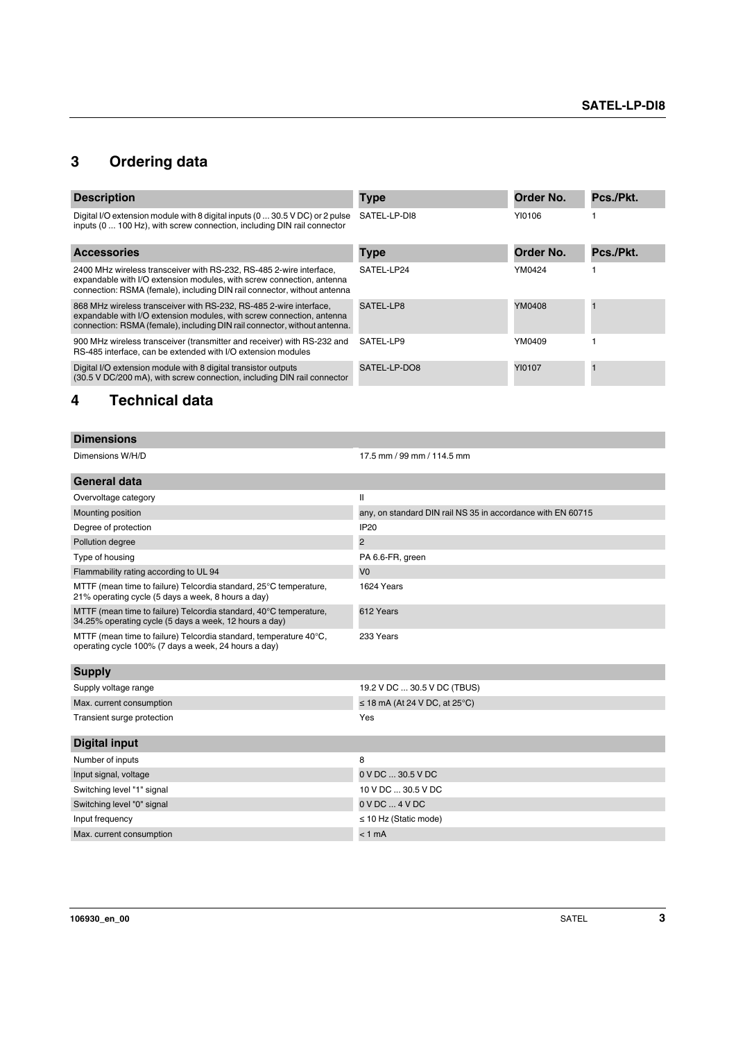## 3 Ordering data

| Description | Type | Order No. | Pcs./Pkt. |
|---|---|---|---|
| Digital I/O extension module with 8 digital inputs (0 ... 30.5 V DC) or 2 pulse inputs (0 ... 100 Hz), with screw connection, including DIN rail connector | SATEL-LP-DI8 | YI0106 | 1 |

| Accessories | Type | Order No. | Pcs./Pkt. |
|---|---|---|---|
| 2400 MHz wireless transceiver with RS-232, RS-485 2-wire interface, expandable with I/O extension modules, with screw connection, antenna connection: RSMA (female), including DIN rail connector, without antenna | SATEL-LP24 | YM0424 | 1 |
| 868 MHz wireless transceiver with RS-232, RS-485 2-wire interface, expandable with I/O extension modules, with screw connection, antenna connection: RSMA (female), including DIN rail connector, without antenna. | SATEL-LP8 | YM0408 | 1 |
| 900 MHz wireless transceiver (transmitter and receiver) with RS-232 and RS-485 interface, can be extended with I/O extension modules | SATEL-LP9 | YM0409 | 1 |
| Digital I/O extension module with 8 digital transistor outputs (30.5 V DC/200 mA), with screw connection, including DIN rail connector | SATEL-LP-DO8 | YI0107 | 1 |

## 4 Technical data

| Dimensions | |
|---|---|
| Dimensions W/H/D | 17.5 mm / 99 mm / 114.5 mm |

| General data | |
|---|---|
| Overvoltage category | II |
| Mounting position | any, on standard DIN rail NS 35 in accordance with EN 60715 |
| Degree of protection | IP20 |
| Pollution degree | 2 |
| Type of housing | PA 6.6-FR, green |
| Flammability rating according to UL 94 | V0 |
| MTTF (mean time to failure) Telcordia standard, 25°C temperature, 21% operating cycle (5 days a week, 8 hours a day) | 1624 Years |
| MTTF (mean time to failure) Telcordia standard, 40°C temperature, 34.25% operating cycle (5 days a week, 12 hours a day) | 612 Years |
| MTTF (mean time to failure) Telcordia standard, temperature 40°C, operating cycle 100% (7 days a week, 24 hours a day) | 233 Years |

| Supply | |
|---|---|
| Supply voltage range | 19.2 V DC ... 30.5 V DC (TBUS) |
| Max. current consumption | ≤ 18 mA (At 24 V DC, at 25°C) |
| Transient surge protection | Yes |

| Digital input | |
|---|---|
| Number of inputs | 8 |
| Input signal, voltage | 0 V DC ... 30.5 V DC |
| Switching level "1" signal | 10 V DC ... 30.5 V DC |
| Switching level "0" signal | 0 V DC ... 4 V DC |
| Input frequency | ≤ 10 Hz (Static mode) |
| Max. current consumption | < 1 mA |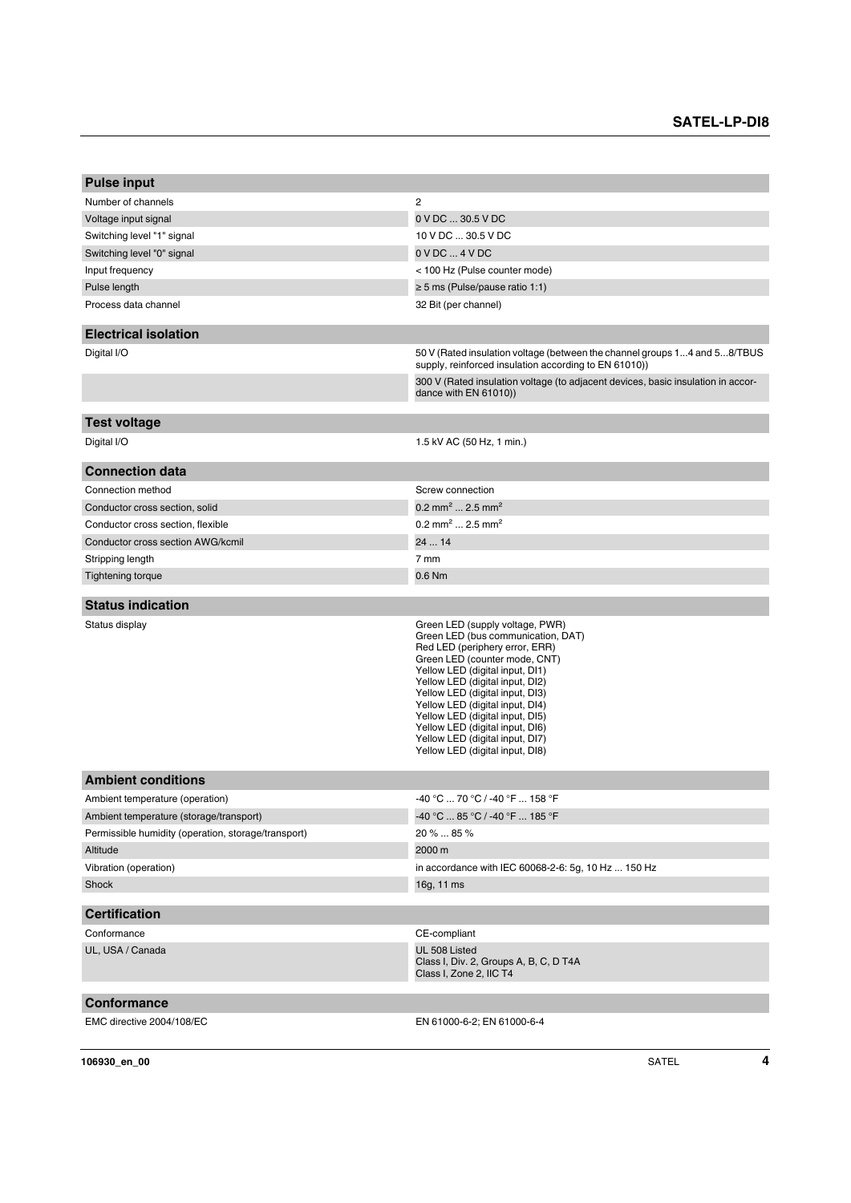## Pulse input

| | |
|---|---|
| Number of channels | 2 |
| Voltage input signal | 0 V DC ... 30.5 V DC |
| Switching level "1" signal | 10 V DC ... 30.5 V DC |
| Switching level "0" signal | 0 V DC ... 4 V DC |
| Input frequency | < 100 Hz (Pulse counter mode) |
| Pulse length | ≥ 5 ms (Pulse/pause ratio 1:1) |
| Process data channel | 32 Bit (per channel) |

## Electrical isolation

| | |
|---|---|
| Digital I/O | 50 V (Rated insulation voltage (between the channel groups 1...4 and 5...8/TBUS supply, reinforced insulation according to EN 61010)) |
| | 300 V (Rated insulation voltage (to adjacent devices, basic insulation in accordance with EN 61010)) |

## Test voltage

| | |
|---|---|
| Digital I/O | 1.5 kV AC (50 Hz, 1 min.) |

## Connection data

| | |
|---|---|
| Connection method | Screw connection |
| Conductor cross section, solid | 0.2 mm² ... 2.5 mm² |
| Conductor cross section, flexible | 0.2 mm² ... 2.5 mm² |
| Conductor cross section AWG/kcmil | 24 ... 14 |
| Stripping length | 7 mm |
| Tightening torque | 0.6 Nm |

## Status indication

| | |
|---|---|
| Status display | Green LED (supply voltage, PWR)<br>Green LED (bus communication, DAT)<br>Red LED (periphery error, ERR)<br>Green LED (counter mode, CNT)<br>Yellow LED (digital input, DI1)<br>Yellow LED (digital input, DI2)<br>Yellow LED (digital input, DI3)<br>Yellow LED (digital input, DI4)<br>Yellow LED (digital input, DI5)<br>Yellow LED (digital input, DI6)<br>Yellow LED (digital input, DI7)<br>Yellow LED (digital input, DI8) |

## Ambient conditions

| | |
|---|---|
| Ambient temperature (operation) | -40 °C ... 70 °C / -40 °F ... 158 °F |
| Ambient temperature (storage/transport) | -40 °C ... 85 °C / -40 °F ... 185 °F |
| Permissible humidity (operation, storage/transport) | 20 % ... 85 % |
| Altitude | 2000 m |
| Vibration (operation) | in accordance with IEC 60068-2-6: 5g, 10 Hz ... 150 Hz |
| Shock | 16g, 11 ms |

## Certification

| | |
|---|---|
| Conformance | CE-compliant |
| UL, USA / Canada | UL 508 Listed<br>Class I, Div. 2, Groups A, B, C, D T4A<br>Class I, Zone 2, IIC T4 |

## Conformance

| | |
|---|---|
| EMC directive 2004/108/EC | EN 61000-6-2; EN 61000-6-4 |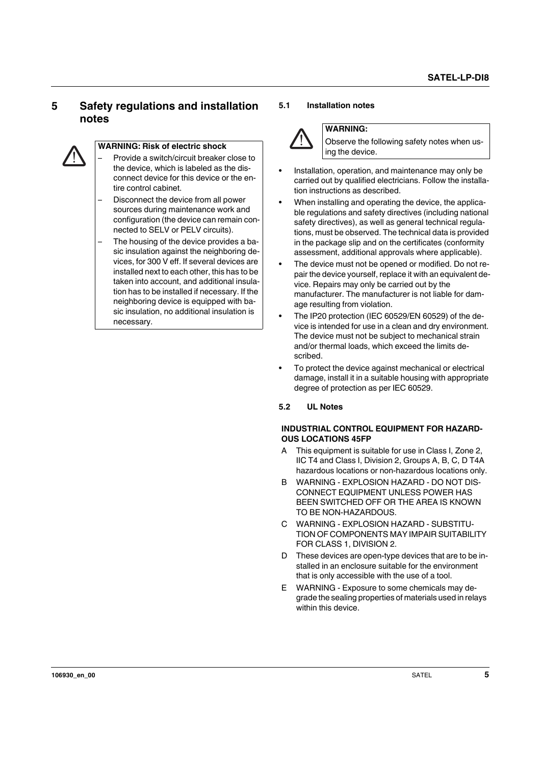# 5 Safety regulations and installation notes

**WARNING: Risk of electric shock**

- Provide a switch/circuit breaker close to the device, which is labeled as the disconnect device for this device or the entire control cabinet.
- Disconnect the device from all power sources during maintenance work and configuration (the device can remain connected to SELV or PELV circuits).
- The housing of the device provides a basic insulation against the neighboring devices, for 300 V eff. If several devices are installed next to each other, this has to be taken into account, and additional insulation has to be installed if necessary. If the neighboring device is equipped with basic insulation, no additional insulation is necessary.

## 5.1 Installation notes

**WARNING:**

Observe the following safety notes when using the device.

- Installation, operation, and maintenance may only be carried out by qualified electricians. Follow the installation instructions as described.
- When installing and operating the device, the applicable regulations and safety directives (including national safety directives), as well as general technical regulations, must be observed. The technical data is provided in the package slip and on the certificates (conformity assessment, additional approvals where applicable).
- The device must not be opened or modified. Do not repair the device yourself, replace it with an equivalent device. Repairs may only be carried out by the manufacturer. The manufacturer is not liable for damage resulting from violation.
- The IP20 protection (IEC 60529/EN 60529) of the device is intended for use in a clean and dry environment. The device must not be subject to mechanical strain and/or thermal loads, which exceed the limits described.
- To protect the device against mechanical or electrical damage, install it in a suitable housing with appropriate degree of protection as per IEC 60529.

## 5.2 UL Notes

**INDUSTRIAL CONTROL EQUIPMENT FOR HAZARDOUS LOCATIONS 45FP**

A This equipment is suitable for use in Class I, Zone 2, IIC T4 and Class I, Division 2, Groups A, B, C, D T4A hazardous locations or non-hazardous locations only.

B WARNING - EXPLOSION HAZARD - DO NOT DISCONNECT EQUIPMENT UNLESS POWER HAS BEEN SWITCHED OFF OR THE AREA IS KNOWN TO BE NON-HAZARDOUS.

C WARNING - EXPLOSION HAZARD - SUBSTITUTION OF COMPONENTS MAY IMPAIR SUITABILITY FOR CLASS 1, DIVISION 2.

D These devices are open-type devices that are to be installed in an enclosure suitable for the environment that is only accessible with the use of a tool.

E WARNING - Exposure to some chemicals may degrade the sealing properties of materials used in relays within this device.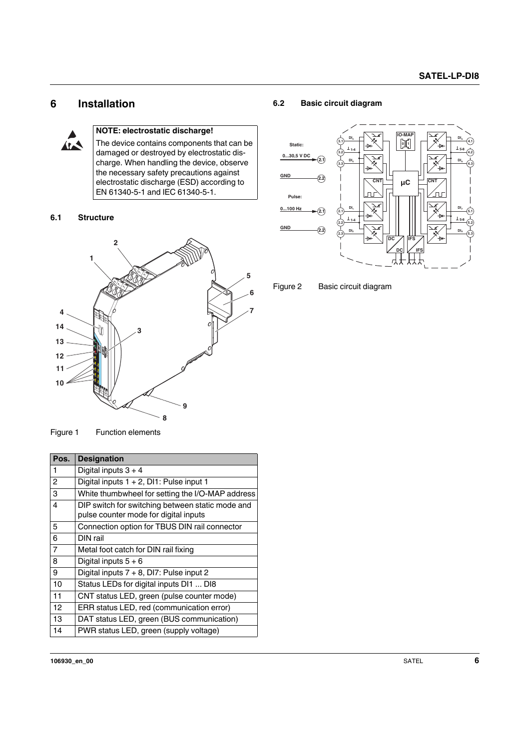# 6 Installation

**NOTE: electrostatic discharge!**

The device contains components that can be damaged or destroyed by electrostatic discharge. When handling the device, observe the necessary safety precautions against electrostatic discharge (ESD) according to EN 61340-5-1 and IEC 61340-5-1.

## 6.1 Structure

Figure 1 Function elements

| Pos. | Designation |
|---|---|
| 1 | Digital inputs 3 + 4 |
| 2 | Digital inputs 1 + 2, DI1: Pulse input 1 |
| 3 | White thumbwheel for setting the I/O-MAP address |
| 4 | DIP switch for switching between static mode and pulse counter mode for digital inputs |
| 5 | Connection option for TBUS DIN rail connector |
| 6 | DIN rail |
| 7 | Metal foot catch for DIN rail fixing |
| 8 | Digital inputs 5 + 6 |
| 9 | Digital inputs 7 + 8, DI7: Pulse input 2 |
| 10 | Status LEDs for digital inputs DI1 ... DI8 |
| 11 | CNT status LED, green (pulse counter mode) |
| 12 | ERR status LED, red (communication error) |
| 13 | DAT status LED, green (BUS communication) |
| 14 | PWR status LED, green (supply voltage) |

## 6.2 Basic circuit diagram

Figure 2 Basic circuit diagram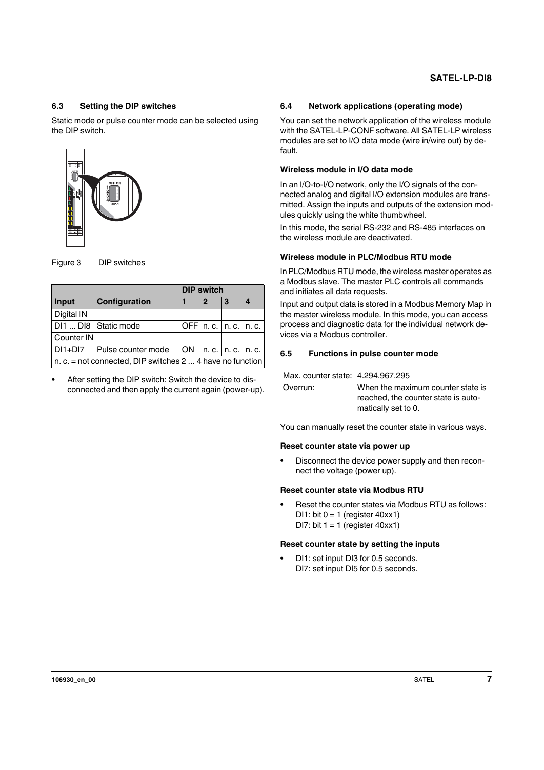## 6.3 Setting the DIP switches

Static mode or pulse counter mode can be selected using the DIP switch.

Figure 3 DIP switches

| | | DIP switch | | | |
|---|---|---|---|---|---|
| **Input** | **Configuration** | **1** | **2** | **3** | **4** |
| Digital IN | | | | | |
| DI1 ... DI8 | Static mode | OFF | n. c. | n. c. | n. c. |
| Counter IN | | | | | |
| DI1+DI7 | Pulse counter mode | ON | n. c. | n. c. | n. c. |
| n. c. = not connected, DIP switches 2 ... 4 have no function | | | | | |

- After setting the DIP switch: Switch the device to disconnected and then apply the current again (power-up).

## 6.4 Network applications (operating mode)

You can set the network application of the wireless module with the SATEL-LP-CONF software. All SATEL-LP wireless modules are set to I/O data mode (wire in/wire out) by default.

### Wireless module in I/O data mode

In an I/O-to-I/O network, only the I/O signals of the connected analog and digital I/O extension modules are transmitted. Assign the inputs and outputs of the extension modules quickly using the white thumbwheel.

In this mode, the serial RS-232 and RS-485 interfaces on the wireless module are deactivated.

### Wireless module in PLC/Modbus RTU mode

In PLC/Modbus RTU mode, the wireless master operates as a Modbus slave. The master PLC controls all commands and initiates all data requests.

Input and output data is stored in a Modbus Memory Map in the master wireless module. In this mode, you can access process and diagnostic data for the individual network devices via a Modbus controller.

## 6.5 Functions in pulse counter mode

| | |
|---|---|
| Max. counter state: | 4.294.967.295 |
| Overrun: | When the maximum counter state is reached, the counter state is automatically set to 0. |

You can manually reset the counter state in various ways.

### Reset counter state via power up

- Disconnect the device power supply and then reconnect the voltage (power up).

### Reset counter state via Modbus RTU

- Reset the counter states via Modbus RTU as follows:
  DI1: bit 0 = 1 (register 40xx1)
  DI7: bit 1 = 1 (register 40xx1)

### Reset counter state by setting the inputs

- DI1: set input DI3 for 0.5 seconds.
  DI7: set input DI5 for 0.5 seconds.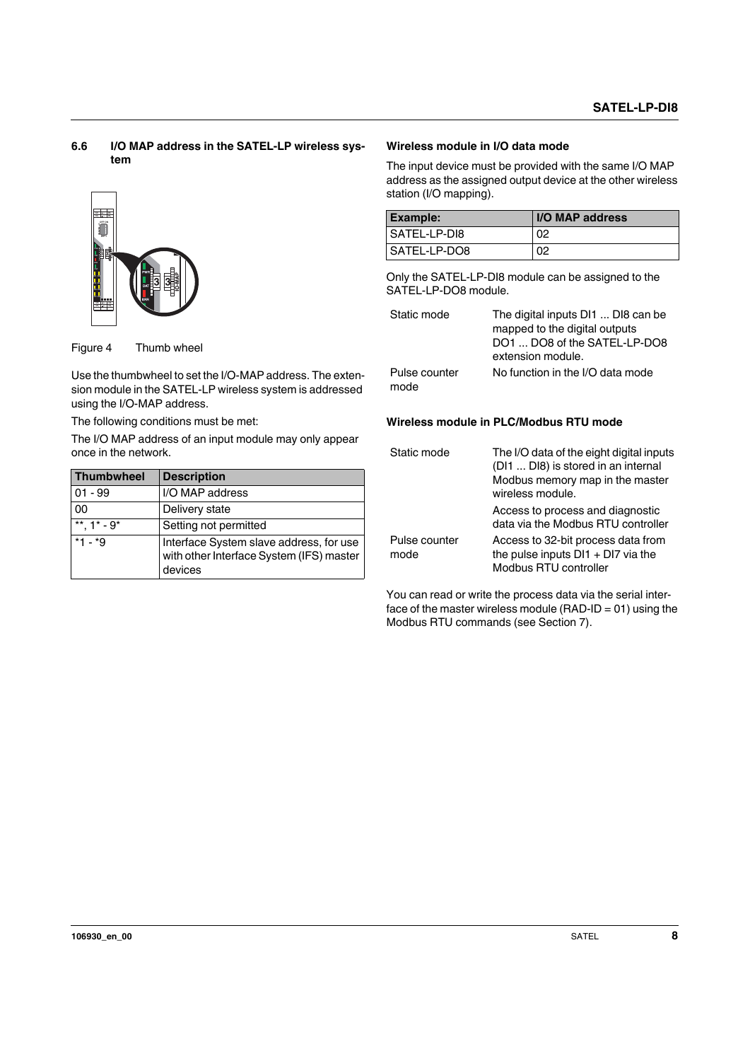## 6.6 I/O MAP address in the SATEL-LP wireless system

Figure 4 Thumb wheel

Use the thumbwheel to set the I/O-MAP address. The extension module in the SATEL-LP wireless system is addressed using the I/O-MAP address.

The following conditions must be met:

The I/O MAP address of an input module may only appear once in the network.

| Thumbwheel | Description |
|---|---|
| 01 - 99 | I/O MAP address |
| 00 | Delivery state |
| **, 1* - 9* | Setting not permitted |
| *1 - *9 | Interface System slave address, for use with other Interface System (IFS) master devices |

### Wireless module in I/O data mode

The input device must be provided with the same I/O MAP address as the assigned output device at the other wireless station (I/O mapping).

| Example: | I/O MAP address |
|---|---|
| SATEL-LP-DI8 | 02 |
| SATEL-LP-DO8 | 02 |

Only the SATEL-LP-DI8 module can be assigned to the SATEL-LP-DO8 module.

| | |
|---|---|
| Static mode | The digital inputs DI1 ... DI8 can be mapped to the digital outputs DO1 ... DO8 of the SATEL-LP-DO8 extension module. |
| Pulse counter mode | No function in the I/O data mode |

### Wireless module in PLC/Modbus RTU mode

| | |
|---|---|
| Static mode | The I/O data of the eight digital inputs (DI1 ... DI8) is stored in an internal Modbus memory map in the master wireless module. |
| | Access to process and diagnostic data via the Modbus RTU controller |
| Pulse counter mode | Access to 32-bit process data from the pulse inputs DI1 + DI7 via the Modbus RTU controller |

You can read or write the process data via the serial interface of the master wireless module (RAD-ID = 01) using the Modbus RTU commands (see Section 7).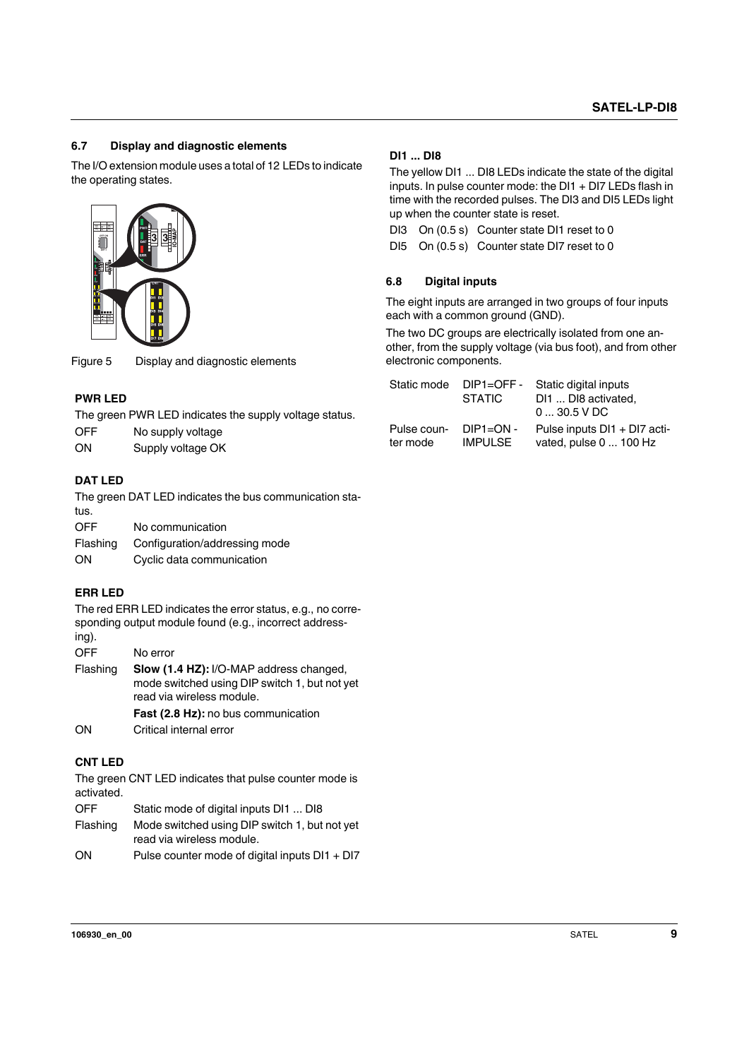## 6.7 Display and diagnostic elements

The I/O extension module uses a total of 12 LEDs to indicate the operating states.

Figure 5 Display and diagnostic elements

### PWR LED

The green PWR LED indicates the supply voltage status.

| | |
|---|---|
| OFF | No supply voltage |
| ON | Supply voltage OK |

### DAT LED

The green DAT LED indicates the bus communication status.

| | |
|---|---|
| OFF | No communication |
| Flashing | Configuration/addressing mode |
| ON | Cyclic data communication |

### ERR LED

The red ERR LED indicates the error status, e.g., no corresponding output module found (e.g., incorrect addressing).

| | |
|---|---|
| OFF | No error |
| Flashing | **Slow (1.4 HZ):** I/O-MAP address changed, mode switched using DIP switch 1, but not yet read via wireless module. |
| | **Fast (2.8 Hz):** no bus communication |
| ON | Critical internal error |

### CNT LED

The green CNT LED indicates that pulse counter mode is activated.

| | |
|---|---|
| OFF | Static mode of digital inputs DI1 ... DI8 |
| Flashing | Mode switched using DIP switch 1, but not yet read via wireless module. |
| ON | Pulse counter mode of digital inputs DI1 + DI7 |

### DI1 ... DI8

The yellow DI1 ... DI8 LEDs indicate the state of the digital inputs. In pulse counter mode: the DI1 + DI7 LEDs flash in time with the recorded pulses. The DI3 and DI5 LEDs light up when the counter state is reset.

| | | |
|---|---|---|
| DI3 | On (0.5 s) | Counter state DI1 reset to 0 |
| DI5 | On (0.5 s) | Counter state DI7 reset to 0 |

## 6.8 Digital inputs

The eight inputs are arranged in two groups of four inputs each with a common ground (GND).

The two DC groups are electrically isolated from one another, from the supply voltage (via bus foot), and from other electronic components.

| | | |
|---|---|---|
| Static mode | DIP1=OFF - STATIC | Static digital inputs DI1 ... DI8 activated, 0 ... 30.5 V DC |
| Pulse counter mode | DIP1=ON - IMPULSE | Pulse inputs DI1 + DI7 activated, pulse 0 ... 100 Hz |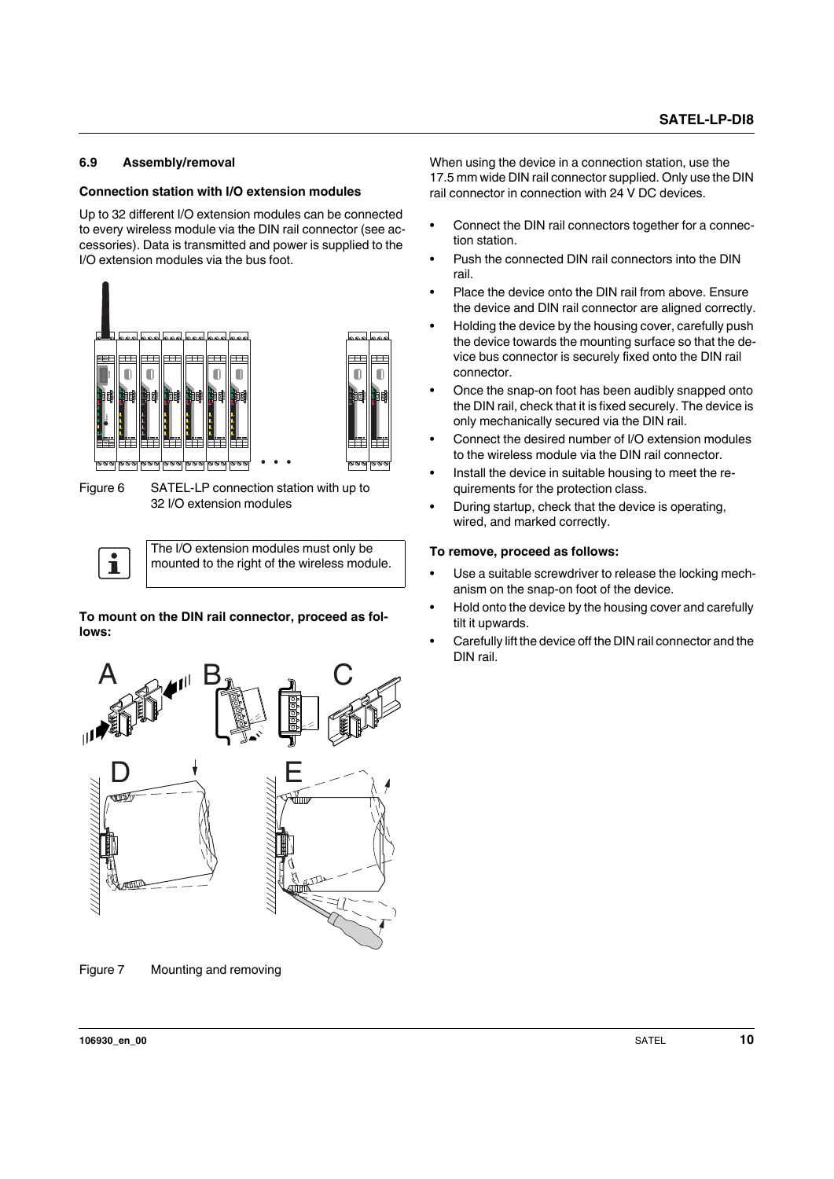### 6.9 Assembly/removal

**Connection station with I/O extension modules**

Up to 32 different I/O extension modules can be connected to every wireless module via the DIN rail connector (see accessories). Data is transmitted and power is supplied to the I/O extension modules via the bus foot.

Figure 6 SATEL-LP connection station with up to 32 I/O extension modules

> The I/O extension modules must only be mounted to the right of the wireless module.

**To mount on the DIN rail connector, proceed as follows:**

Figure 7 Mounting and removing

When using the device in a connection station, use the 17.5 mm wide DIN rail connector supplied. Only use the DIN rail connector in connection with 24 V DC devices.

- Connect the DIN rail connectors together for a connection station.
- Push the connected DIN rail connectors into the DIN rail.
- Place the device onto the DIN rail from above. Ensure the device and DIN rail connector are aligned correctly.
- Holding the device by the housing cover, carefully push the device towards the mounting surface so that the device bus connector is securely fixed onto the DIN rail connector.
- Once the snap-on foot has been audibly snapped onto the DIN rail, check that it is fixed securely. The device is only mechanically secured via the DIN rail.
- Connect the desired number of I/O extension modules to the wireless module via the DIN rail connector.
- Install the device in suitable housing to meet the requirements for the protection class.
- During startup, check that the device is operating, wired, and marked correctly.

**To remove, proceed as follows:**

- Use a suitable screwdriver to release the locking mechanism on the snap-on foot of the device.
- Hold onto the device by the housing cover and carefully tilt it upwards.
- Carefully lift the device off the DIN rail connector and the DIN rail.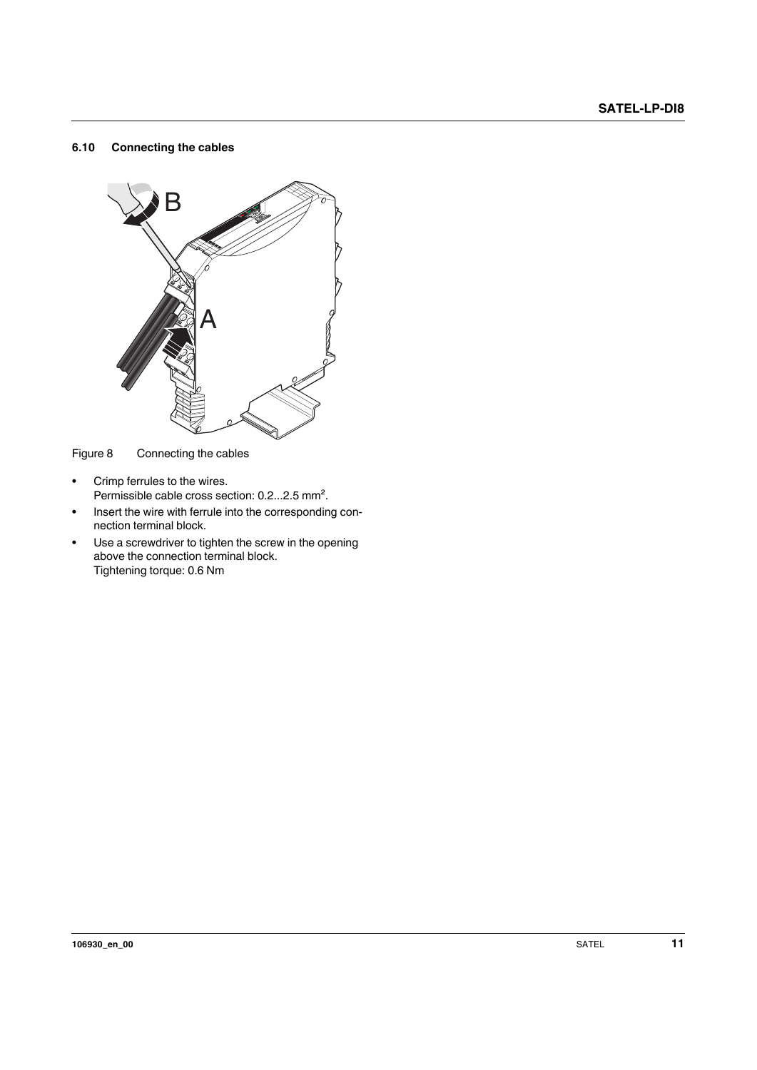## 6.10 Connecting the cables

Figure 8 Connecting the cables

- Crimp ferrules to the wires.
  Permissible cable cross section: 0.2...2.5 mm².
- Insert the wire with ferrule into the corresponding connection terminal block.
- Use a screwdriver to tighten the screw in the opening above the connection terminal block.
  Tightening torque: 0.6 Nm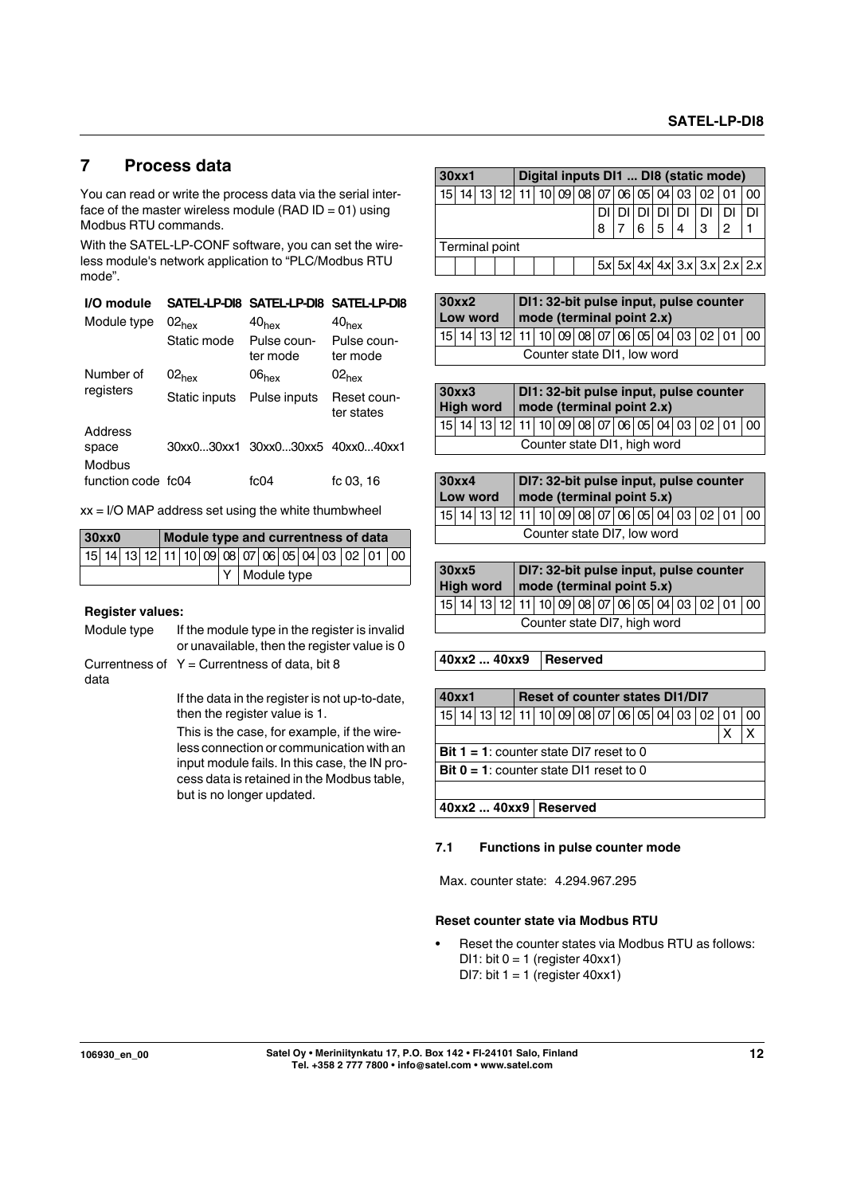## 7 Process data

You can read or write the process data via the serial interface of the master wireless module (RAD ID = 01) using Modbus RTU commands.

With the SATEL-LP-CONF software, you can set the wireless module's network application to “PLC/Modbus RTU mode”.

| I/O module | SATEL-LP-DI8 | SATEL-LP-DI8 | SATEL-LP-DI8 |
|---|---|---|---|
| Module type | $02_{hex}$ | $40_{hex}$ | $40_{hex}$ |
| | Static mode | Pulse counter mode | Pulse counter mode |
| Number of registers | $02_{hex}$ | $06_{hex}$ | $02_{hex}$ |
| | Static inputs | Pulse inputs | Reset counter states |
| Address space | 30xx0...30xx1 | 30xx0...30xx5 | 40xx0...40xx1 |
| Modbus function code | fc04 | fc04 | fc 03, 16 |

xx = I/O MAP address set using the white thumbwheel

| 30xx0 | | | | | | | | Module type and currentness of data | | | | | | | |
|---|---|---|---|---|---|---|---|---|---|---|---|---|---|---|---|
| 15 | 14 | 13 | 12 | 11 | 10 | 09 | 08 | 07 | 06 | 05 | 04 | 03 | 02 | 01 | 00 |
| | | | | | | | Y | Module type | | | | | | | |

**Register values:**

Module type: If the module type in the register is invalid or unavailable, then the register value is 0

Currentness of data: Y = Currentness of data, bit 8

If the data in the register is not up-to-date, then the register value is 1.

This is the case, for example, if the wireless connection or communication with an input module fails. In this case, the IN process data is retained in the Modbus table, but is no longer updated.

| 30xx1 | | | | Digital inputs DI1 ... DI8 (static mode) | | | | | | | | | | | |
|---|---|---|---|---|---|---|---|---|---|---|---|---|---|---|---|
| 15 | 14 | 13 | 12 | 11 | 10 | 09 | 08 | 07 | 06 | 05 | 04 | 03 | 02 | 01 | 00 |
| | | | | | | | | DI 8 | DI 7 | DI 6 | DI 5 | DI 4 | DI 3 | DI 2 | DI 1 |
| Terminal point | | | | | | | | | | | | | | | |
| | | | | | | | | 5x | 5x | 4x | 4x | 3.x | 3.x | 2.x | 2.x |

| 30xx2 Low word | | | | DI1: 32-bit pulse input, pulse counter mode (terminal point 2.x) | | | | | | | | | | | |
|---|---|---|---|---|---|---|---|---|---|---|---|---|---|---|---|
| 15 | 14 | 13 | 12 | 11 | 10 | 09 | 08 | 07 | 06 | 05 | 04 | 03 | 02 | 01 | 00 |
| Counter state DI1, low word | | | | | | | | | | | | | | | |

| 30xx3 High word | | | | DI1: 32-bit pulse input, pulse counter mode (terminal point 2.x) | | | | | | | | | | | |
|---|---|---|---|---|---|---|---|---|---|---|---|---|---|---|---|
| 15 | 14 | 13 | 12 | 11 | 10 | 09 | 08 | 07 | 06 | 05 | 04 | 03 | 02 | 01 | 00 |
| Counter state DI1, high word | | | | | | | | | | | | | | | |

| 30xx4 Low word | | | | DI7: 32-bit pulse input, pulse counter mode (terminal point 5.x) | | | | | | | | | | | |
|---|---|---|---|---|---|---|---|---|---|---|---|---|---|---|---|
| 15 | 14 | 13 | 12 | 11 | 10 | 09 | 08 | 07 | 06 | 05 | 04 | 03 | 02 | 01 | 00 |
| Counter state DI7, low word | | | | | | | | | | | | | | | |

| 30xx5 High word | | | | DI7: 32-bit pulse input, pulse counter mode (terminal point 5.x) | | | | | | | | | | | |
|---|---|---|---|---|---|---|---|---|---|---|---|---|---|---|---|
| 15 | 14 | 13 | 12 | 11 | 10 | 09 | 08 | 07 | 06 | 05 | 04 | 03 | 02 | 01 | 00 |
| Counter state DI7, high word | | | | | | | | | | | | | | | |

| 40xx2 ... 40xx9 | Reserved |
|---|---|

| 40xx1 | | | | Reset of counter states DI1/DI7 | | | | | | | | | | | |
|---|---|---|---|---|---|---|---|---|---|---|---|---|---|---|---|
| 15 | 14 | 13 | 12 | 11 | 10 | 09 | 08 | 07 | 06 | 05 | 04 | 03 | 02 | 01 | 00 |
| | | | | | | | | | | | | | | X | X |
| **Bit 1 = 1**: counter state DI7 reset to 0 | | | | | | | | | | | | | | | |
| **Bit 0 = 1**: counter state DI1 reset to 0 | | | | | | | | | | | | | | | |
| | | | | | | | | | | | | | | | |
| **40xx2 ... 40xx9** | | | | **Reserved** | | | | | | | | | | | |

### 7.1 Functions in pulse counter mode

Max. counter state: 4.294.967.295

**Reset counter state via Modbus RTU**

- Reset the counter states via Modbus RTU as follows:
  DI1: bit 0 = 1 (register 40xx1)
  DI7: bit 1 = 1 (register 40xx1)